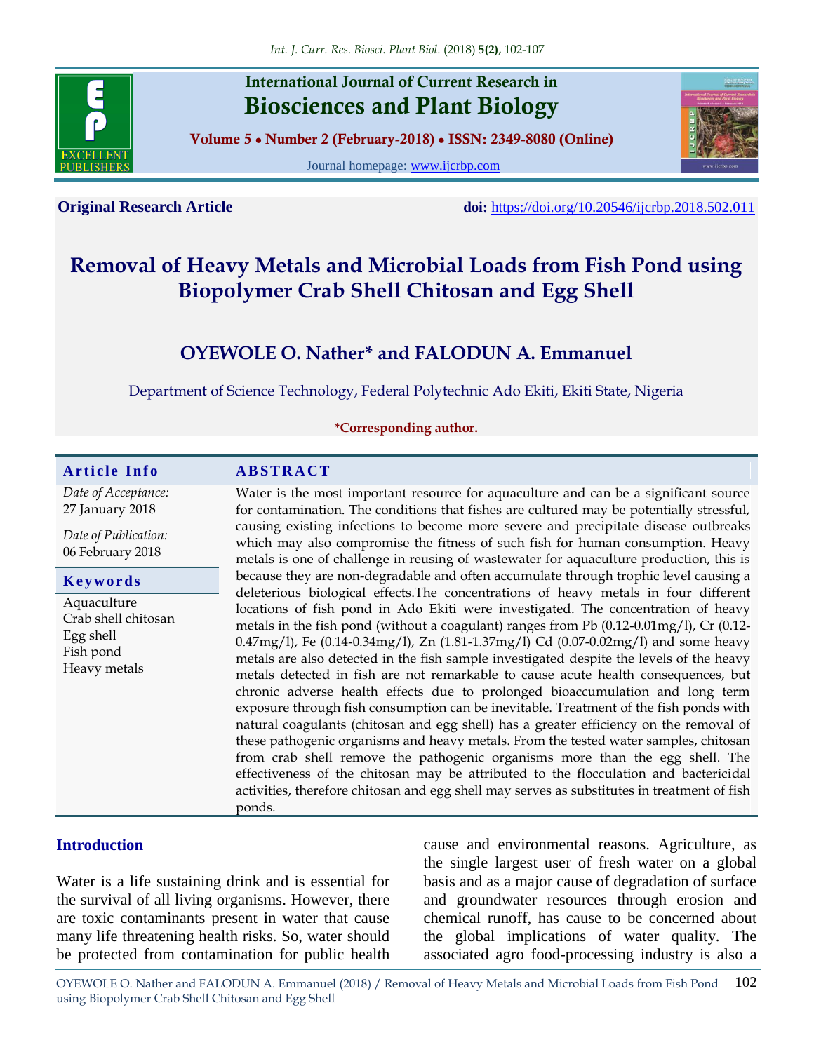**Original Research Article** **doi:** https://doi.org/10.20546/ijcrbp.2018.502.011

# Removal of Heavy Metals and Microbial Loads from Fish Pond using Biopolymer Crab Shell Chitosan and Egg Shell

## OYEWOLE O. Nather* and FALODUN A. Emmanuel

Department of Science Technology, Federal Polytechnic Ado Ekiti, Ekiti State, Nigeria

*Corresponding author.

**Article Info**

*Date of Acceptance:* 27 January 2018

*Date of Publication:* 06 February 2018

**Keywords**

Aquaculture
Crab shell chitosan
Egg shell
Fish pond
Heavy metals

**ABSTRACT**

Water is the most important resource for aquaculture and can be a significant source for contamination. The conditions that fishes are cultured may be potentially stressful, causing existing infections to become more severe and precipitate disease outbreaks which may also compromise the fitness of such fish for human consumption. Heavy metals is one of challenge in reusing of wastewater for aquaculture production, this is because they are non-degradable and often accumulate through trophic level causing a deleterious biological effects.The concentrations of heavy metals in four different locations of fish pond in Ado Ekiti were investigated. The concentration of heavy metals in the fish pond (without a coagulant) ranges from Pb (0.12-0.01mg/l), Cr (0.12-0.47mg/l), Fe (0.14-0.34mg/l), Zn (1.81-1.37mg/l) Cd (0.07-0.02mg/l) and some heavy metals are also detected in the fish sample investigated despite the levels of the heavy metals detected in fish are not remarkable to cause acute health consequences, but chronic adverse health effects due to prolonged bioaccumulation and long term exposure through fish consumption can be inevitable. Treatment of the fish ponds with natural coagulants (chitosan and egg shell) has a greater efficiency on the removal of these pathogenic organisms and heavy metals. From the tested water samples, chitosan from crab shell remove the pathogenic organisms more than the egg shell. The effectiveness of the chitosan may be attributed to the flocculation and bactericidal activities, therefore chitosan and egg shell may serves as substitutes in treatment of fish ponds.

## Introduction

Water is a life sustaining drink and is essential for the survival of all living organisms. However, there are toxic contaminants present in water that cause many life threatening health risks. So, water should be protected from contamination for public health cause and environmental reasons. Agriculture, as the single largest user of fresh water on a global basis and as a major cause of degradation of surface and groundwater resources through erosion and chemical runoff, has cause to be concerned about the global implications of water quality. The associated agro food-processing industry is also a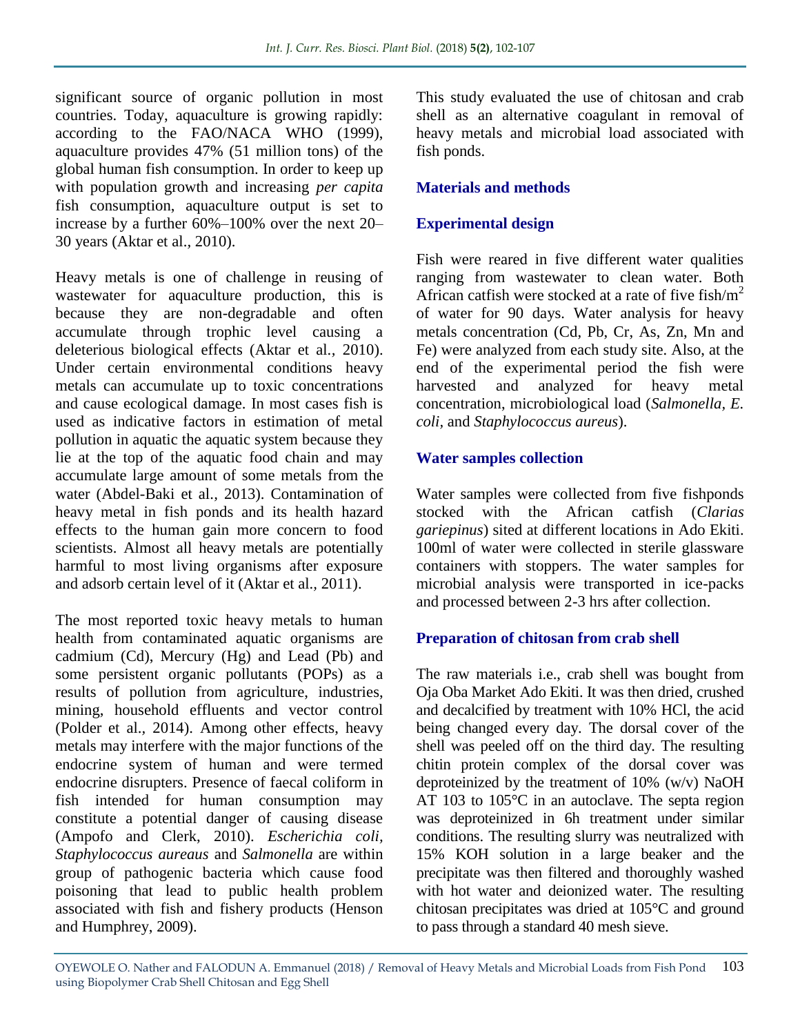significant source of organic pollution in most countries. Today, aquaculture is growing rapidly: according to the FAO/NACA WHO (1999), aquaculture provides 47% (51 million tons) of the global human fish consumption. In order to keep up with population growth and increasing *per capita* fish consumption, aquaculture output is set to increase by a further 60%–100% over the next 20–30 years (Aktar et al., 2010).

Heavy metals is one of challenge in reusing of wastewater for aquaculture production, this is because they are non-degradable and often accumulate through trophic level causing a deleterious biological effects (Aktar et al., 2010). Under certain environmental conditions heavy metals can accumulate up to toxic concentrations and cause ecological damage. In most cases fish is used as indicative factors in estimation of metal pollution in aquatic the aquatic system because they lie at the top of the aquatic food chain and may accumulate large amount of some metals from the water (Abdel-Baki et al., 2013). Contamination of heavy metal in fish ponds and its health hazard effects to the human gain more concern to food scientists. Almost all heavy metals are potentially harmful to most living organisms after exposure and adsorb certain level of it (Aktar et al., 2011).

The most reported toxic heavy metals to human health from contaminated aquatic organisms are cadmium (Cd), Mercury (Hg) and Lead (Pb) and some persistent organic pollutants (POPs) as a results of pollution from agriculture, industries, mining, household effluents and vector control (Polder et al., 2014). Among other effects, heavy metals may interfere with the major functions of the endocrine system of human and were termed endocrine disrupters. Presence of faecal coliform in fish intended for human consumption may constitute a potential danger of causing disease (Ampofo and Clerk, 2010). *Escherichia coli*, *Staphylococcus aureaus* and *Salmonella* are within group of pathogenic bacteria which cause food poisoning that lead to public health problem associated with fish and fishery products (Henson and Humphrey, 2009).

This study evaluated the use of chitosan and crab shell as an alternative coagulant in removal of heavy metals and microbial load associated with fish ponds.

## Materials and methods

### Experimental design

Fish were reared in five different water qualities ranging from wastewater to clean water. Both African catfish were stocked at a rate of five fish/$m^2$ of water for 90 days. Water analysis for heavy metals concentration (Cd, Pb, Cr, As, Zn, Mn and Fe) were analyzed from each study site. Also, at the end of the experimental period the fish were harvested and analyzed for heavy metal concentration, microbiological load (*Salmonella*, *E. coli*, and *Staphylococcus aureus*).

### Water samples collection

Water samples were collected from five fishponds stocked with the African catfish (*Clarias gariepinus*) sited at different locations in Ado Ekiti. 100ml of water were collected in sterile glassware containers with stoppers. The water samples for microbial analysis were transported in ice-packs and processed between 2-3 hrs after collection.

### Preparation of chitosan from crab shell

The raw materials i.e., crab shell was bought from Oja Oba Market Ado Ekiti. It was then dried, crushed and decalcified by treatment with 10% HCl, the acid being changed every day. The dorsal cover of the shell was peeled off on the third day. The resulting chitin protein complex of the dorsal cover was deproteinized by the treatment of 10% (w/v) NaOH AT 103 to 105°C in an autoclave. The septa region was deproteinized in 6h treatment under similar conditions. The resulting slurry was neutralized with 15% KOH solution in a large beaker and the precipitate was then filtered and thoroughly washed with hot water and deionized water. The resulting chitosan precipitates was dried at 105°C and ground to pass through a standard 40 mesh sieve.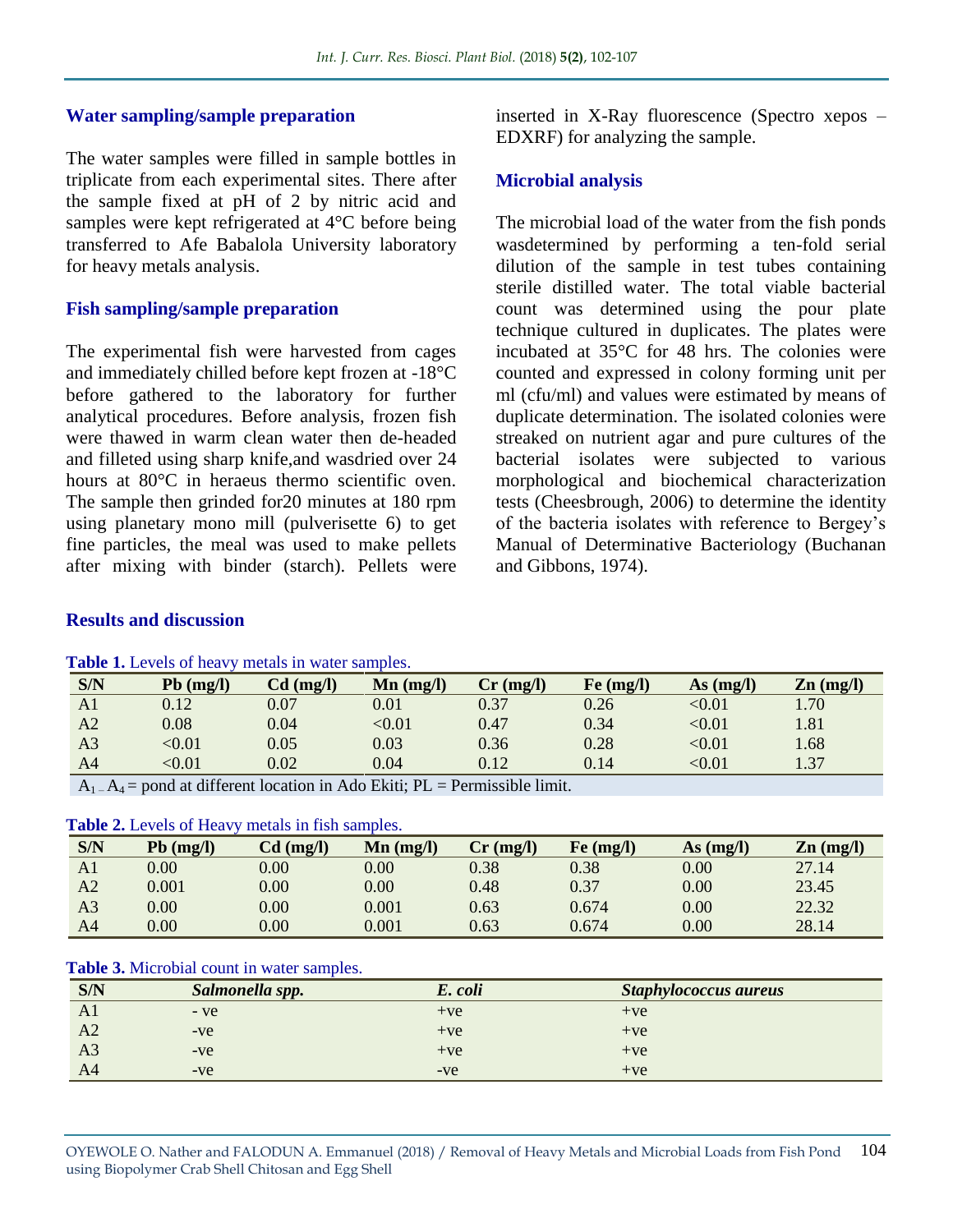### Water sampling/sample preparation

The water samples were filled in sample bottles in triplicate from each experimental sites. There after the sample fixed at pH of 2 by nitric acid and samples were kept refrigerated at 4°C before being transferred to Afe Babalola University laboratory for heavy metals analysis.

### Fish sampling/sample preparation

The experimental fish were harvested from cages and immediately chilled before kept frozen at -18°C before gathered to the laboratory for further analytical procedures. Before analysis, frozen fish were thawed in warm clean water then de-headed and filleted using sharp knife,and wasdried over 24 hours at 80°C in heraeus thermo scientific oven. The sample then grinded for20 minutes at 180 rpm using planetary mono mill (pulverisette 6) to get fine particles, the meal was used to make pellets after mixing with binder (starch). Pellets were inserted in X-Ray fluorescence (Spectro xepos – EDXRF) for analyzing the sample.

### Microbial analysis

The microbial load of the water from the fish ponds wasdetermined by performing a ten-fold serial dilution of the sample in test tubes containing sterile distilled water. The total viable bacterial count was determined using the pour plate technique cultured in duplicates. The plates were incubated at 35°C for 48 hrs. The colonies were counted and expressed in colony forming unit per ml (cfu/ml) and values were estimated by means of duplicate determination. The isolated colonies were streaked on nutrient agar and pure cultures of the bacterial isolates were subjected to various morphological and biochemical characterization tests (Cheesbrough, 2006) to determine the identity of the bacteria isolates with reference to Bergey's Manual of Determinative Bacteriology (Buchanan and Gibbons, 1974).

## Results and discussion

**Table 1.** Levels of heavy metals in water samples.

| S/N | Pb (mg/l) | Cd (mg/l) | Mn (mg/l) | Cr (mg/l) | Fe (mg/l) | As (mg/l) | Zn (mg/l) |
|---|---|---|---|---|---|---|---|
| A1 | 0.12 | 0.07 | 0.01 | 0.37 | 0.26 | <0.01 | 1.70 |
| A2 | 0.08 | 0.04 | <0.01 | 0.47 | 0.34 | <0.01 | 1.81 |
| A3 | <0.01 | 0.05 | 0.03 | 0.36 | 0.28 | <0.01 | 1.68 |
| A4 | <0.01 | 0.02 | 0.04 | 0.12 | 0.14 | <0.01 | 1.37 |

$A_1 - A_4$ = pond at different location in Ado Ekiti; PL = Permissible limit.

**Table 2.** Levels of Heavy metals in fish samples.

| S/N | Pb (mg/l) | Cd (mg/l) | Mn (mg/l) | Cr (mg/l) | Fe (mg/l) | As (mg/l) | Zn (mg/l) |
|---|---|---|---|---|---|---|---|
| A1 | 0.00 | 0.00 | 0.00 | 0.38 | 0.38 | 0.00 | 27.14 |
| A2 | 0.001 | 0.00 | 0.00 | 0.48 | 0.37 | 0.00 | 23.45 |
| A3 | 0.00 | 0.00 | 0.001 | 0.63 | 0.674 | 0.00 | 22.32 |
| A4 | 0.00 | 0.00 | 0.001 | 0.63 | 0.674 | 0.00 | 28.14 |

**Table 3.** Microbial count in water samples.

| S/N | *Salmonella spp.* | *E. coli* | *Staphylococcus aureus* |
|---|---|---|---|
| A1 | - ve | +ve | +ve |
| A2 | -ve | +ve | +ve |
| A3 | -ve | +ve | +ve |
| A4 | -ve | -ve | +ve |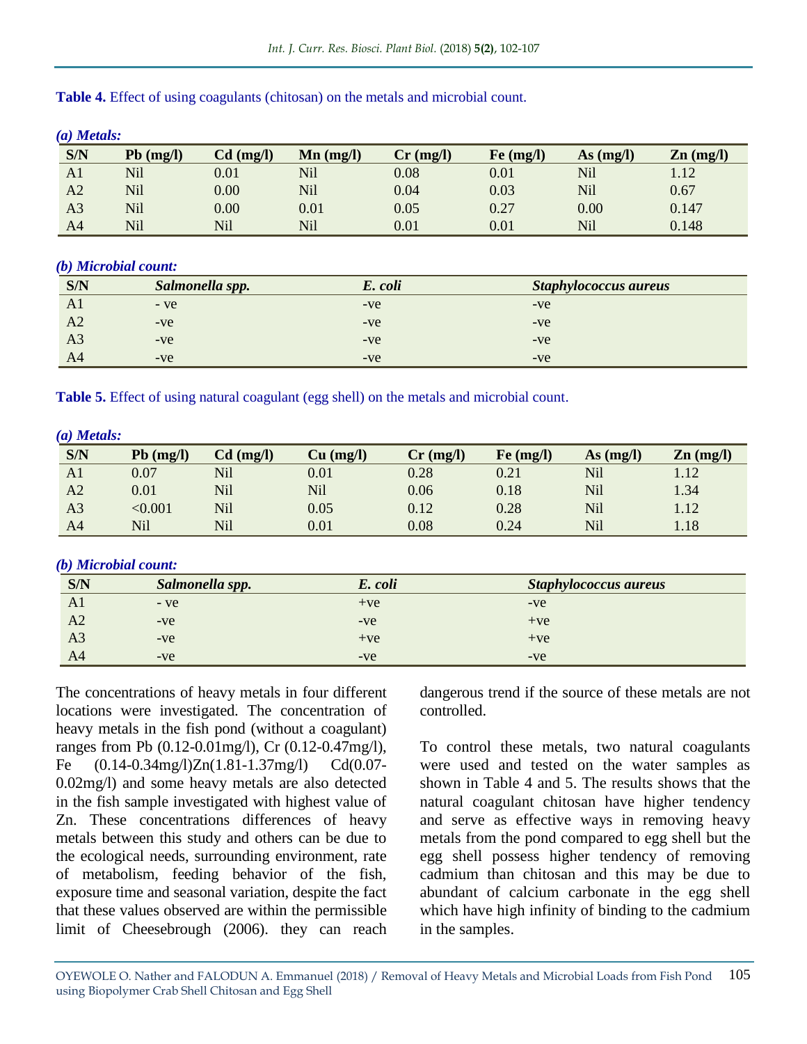**Table 4.** Effect of using coagulants (chitosan) on the metals and microbial count.

***(a) Metals:***

| S/N | Pb (mg/l) | Cd (mg/l) | Mn (mg/l) | Cr (mg/l) | Fe (mg/l) | As (mg/l) | Zn (mg/l) |
|---|---|---|---|---|---|---|---|
| A1 | Nil | 0.01 | Nil | 0.08 | 0.01 | Nil | 1.12 |
| A2 | Nil | 0.00 | Nil | 0.04 | 0.03 | Nil | 0.67 |
| A3 | Nil | 0.00 | 0.01 | 0.05 | 0.27 | 0.00 | 0.147 |
| A4 | Nil | Nil | Nil | 0.01 | 0.01 | Nil | 0.148 |

***(b) Microbial count:***

| S/N | *Salmonella spp.* | *E. coli* | *Staphylococcus aureus* |
|---|---|---|---|
| A1 | - ve | -ve | -ve |
| A2 | -ve | -ve | -ve |
| A3 | -ve | -ve | -ve |
| A4 | -ve | -ve | -ve |

**Table 5.** Effect of using natural coagulant (egg shell) on the metals and microbial count.

***(a) Metals:***

| S/N | Pb (mg/l) | Cd (mg/l) | Cu (mg/l) | Cr (mg/l) | Fe (mg/l) | As (mg/l) | Zn (mg/l) |
|---|---|---|---|---|---|---|---|
| A1 | 0.07 | Nil | 0.01 | 0.28 | 0.21 | Nil | 1.12 |
| A2 | 0.01 | Nil | Nil | 0.06 | 0.18 | Nil | 1.34 |
| A3 | <0.001 | Nil | 0.05 | 0.12 | 0.28 | Nil | 1.12 |
| A4 | Nil | Nil | 0.01 | 0.08 | 0.24 | Nil | 1.18 |

***(b) Microbial count:***

| S/N | *Salmonella spp.* | *E. coli* | *Staphylococcus aureus* |
|---|---|---|---|
| A1 | - ve | +ve | -ve |
| A2 | -ve | -ve | +ve |
| A3 | -ve | +ve | +ve |
| A4 | -ve | -ve | -ve |

The concentrations of heavy metals in four different locations were investigated. The concentration of heavy metals in the fish pond (without a coagulant) ranges from Pb (0.12-0.01mg/l), Cr (0.12-0.47mg/l), Fe (0.14-0.34mg/l)Zn(1.81-1.37mg/l) Cd(0.07-0.02mg/l) and some heavy metals are also detected in the fish sample investigated with highest value of Zn. These concentrations differences of heavy metals between this study and others can be due to the ecological needs, surrounding environment, rate of metabolism, feeding behavior of the fish, exposure time and seasonal variation, despite the fact that these values observed are within the permissible limit of Cheesebrough (2006). they can reach dangerous trend if the source of these metals are not controlled.

To control these metals, two natural coagulants were used and tested on the water samples as shown in Table 4 and 5. The results shows that the natural coagulant chitosan have higher tendency and serve as effective ways in removing heavy metals from the pond compared to egg shell but the egg shell possess higher tendency of removing cadmium than chitosan and this may be due to abundant of calcium carbonate in the egg shell which have high infinity of binding to the cadmium in the samples.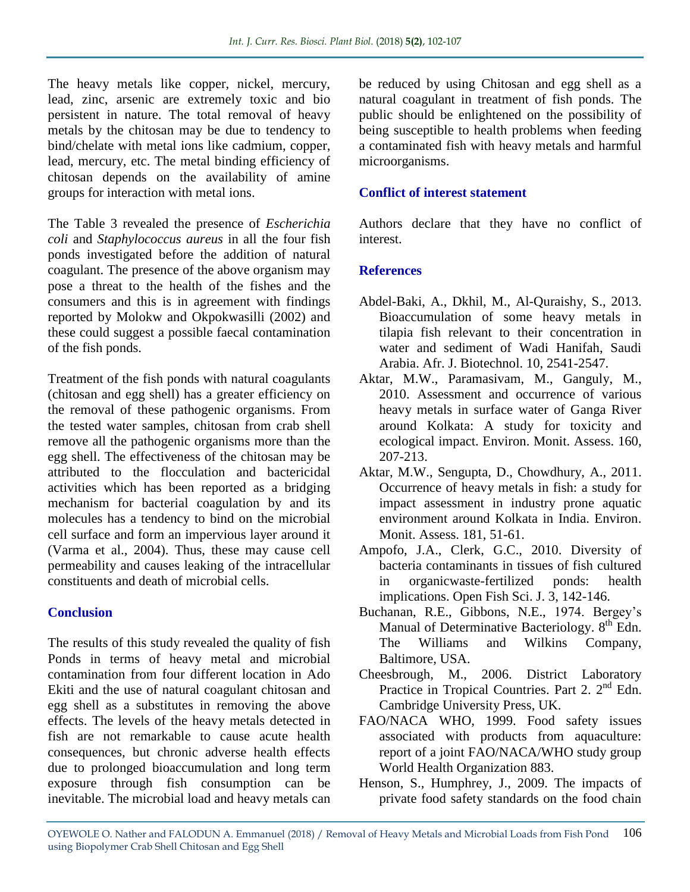The heavy metals like copper, nickel, mercury, lead, zinc, arsenic are extremely toxic and bio persistent in nature. The total removal of heavy metals by the chitosan may be due to tendency to bind/chelate with metal ions like cadmium, copper, lead, mercury, etc. The metal binding efficiency of chitosan depends on the availability of amine groups for interaction with metal ions.

The Table 3 revealed the presence of *Escherichia coli* and *Staphylococcus aureus* in all the four fish ponds investigated before the addition of natural coagulant. The presence of the above organism may pose a threat to the health of the fishes and the consumers and this is in agreement with findings reported by Molokw and Okpokwasilli (2002) and these could suggest a possible faecal contamination of the fish ponds.

Treatment of the fish ponds with natural coagulants (chitosan and egg shell) has a greater efficiency on the removal of these pathogenic organisms. From the tested water samples, chitosan from crab shell remove all the pathogenic organisms more than the egg shell. The effectiveness of the chitosan may be attributed to the flocculation and bactericidal activities which has been reported as a bridging mechanism for bacterial coagulation by and its molecules has a tendency to bind on the microbial cell surface and form an impervious layer around it (Varma et al., 2004). Thus, these may cause cell permeability and causes leaking of the intracellular constituents and death of microbial cells.

## Conclusion

The results of this study revealed the quality of fish Ponds in terms of heavy metal and microbial contamination from four different location in Ado Ekiti and the use of natural coagulant chitosan and egg shell as a substitutes in removing the above effects. The levels of the heavy metals detected in fish are not remarkable to cause acute health consequences, but chronic adverse health effects due to prolonged bioaccumulation and long term exposure through fish consumption can be inevitable. The microbial load and heavy metals can be reduced by using Chitosan and egg shell as a natural coagulant in treatment of fish ponds. The public should be enlightened on the possibility of being susceptible to health problems when feeding a contaminated fish with heavy metals and harmful microorganisms.

## Conflict of interest statement

Authors declare that they have no conflict of interest.

## References

Abdel-Baki, A., Dkhil, M., Al-Quraishy, S., 2013. Bioaccumulation of some heavy metals in tilapia fish relevant to their concentration in water and sediment of Wadi Hanifah, Saudi Arabia. Afr. J. Biotechnol. 10, 2541-2547.

Aktar, M.W., Paramasivam, M., Ganguly, M., 2010. Assessment and occurrence of various heavy metals in surface water of Ganga River around Kolkata: A study for toxicity and ecological impact. Environ. Monit. Assess. 160, 207-213.

Aktar, M.W., Sengupta, D., Chowdhury, A., 2011. Occurrence of heavy metals in fish: a study for impact assessment in industry prone aquatic environment around Kolkata in India. Environ. Monit. Assess. 181, 51-61.

Ampofo, J.A., Clerk, G.C., 2010. Diversity of bacteria contaminants in tissues of fish cultured in organicwaste-fertilized ponds: health implications. Open Fish Sci. J. 3, 142-146.

Buchanan, R.E., Gibbons, N.E., 1974. Bergey's Manual of Determinative Bacteriology. 8th Edn. The Williams and Wilkins Company, Baltimore, USA.

Cheesbrough, M., 2006. District Laboratory Practice in Tropical Countries. Part 2. 2nd Edn. Cambridge University Press, UK.

FAO/NACA WHO, 1999. Food safety issues associated with products from aquaculture: report of a joint FAO/NACA/WHO study group World Health Organization 883.

Henson, S., Humphrey, J., 2009. The impacts of private food safety standards on the food chain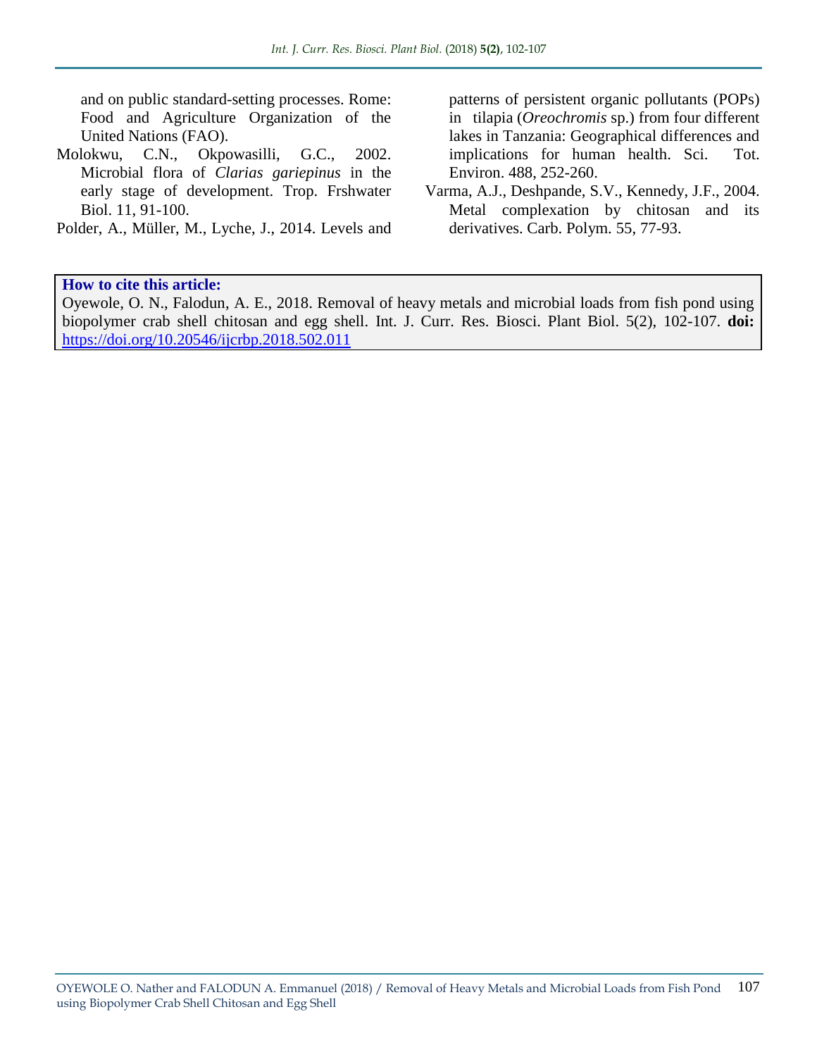and on public standard-setting processes. Rome: Food and Agriculture Organization of the United Nations (FAO).

Molokwu, C.N., Okpowasilli, G.C., 2002. Microbial flora of *Clarias gariepinus* in the early stage of development. Trop. Frshwater Biol. 11, 91-100.

Polder, A., Müller, M., Lyche, J., 2014. Levels and patterns of persistent organic pollutants (POPs) in tilapia (*Oreochromis* sp.) from four different lakes in Tanzania: Geographical differences and implications for human health. Sci. Tot. Environ. 488, 252-260.

Varma, A.J., Deshpande, S.V., Kennedy, J.F., 2004. Metal complexation by chitosan and its derivatives. Carb. Polym. 55, 77-93.

**How to cite this article:**

Oyewole, O. N., Falodun, A. E., 2018. Removal of heavy metals and microbial loads from fish pond using biopolymer crab shell chitosan and egg shell. Int. J. Curr. Res. Biosci. Plant Biol. 5(2), 102-107. **doi:** https://doi.org/10.20546/ijcrbp.2018.502.011